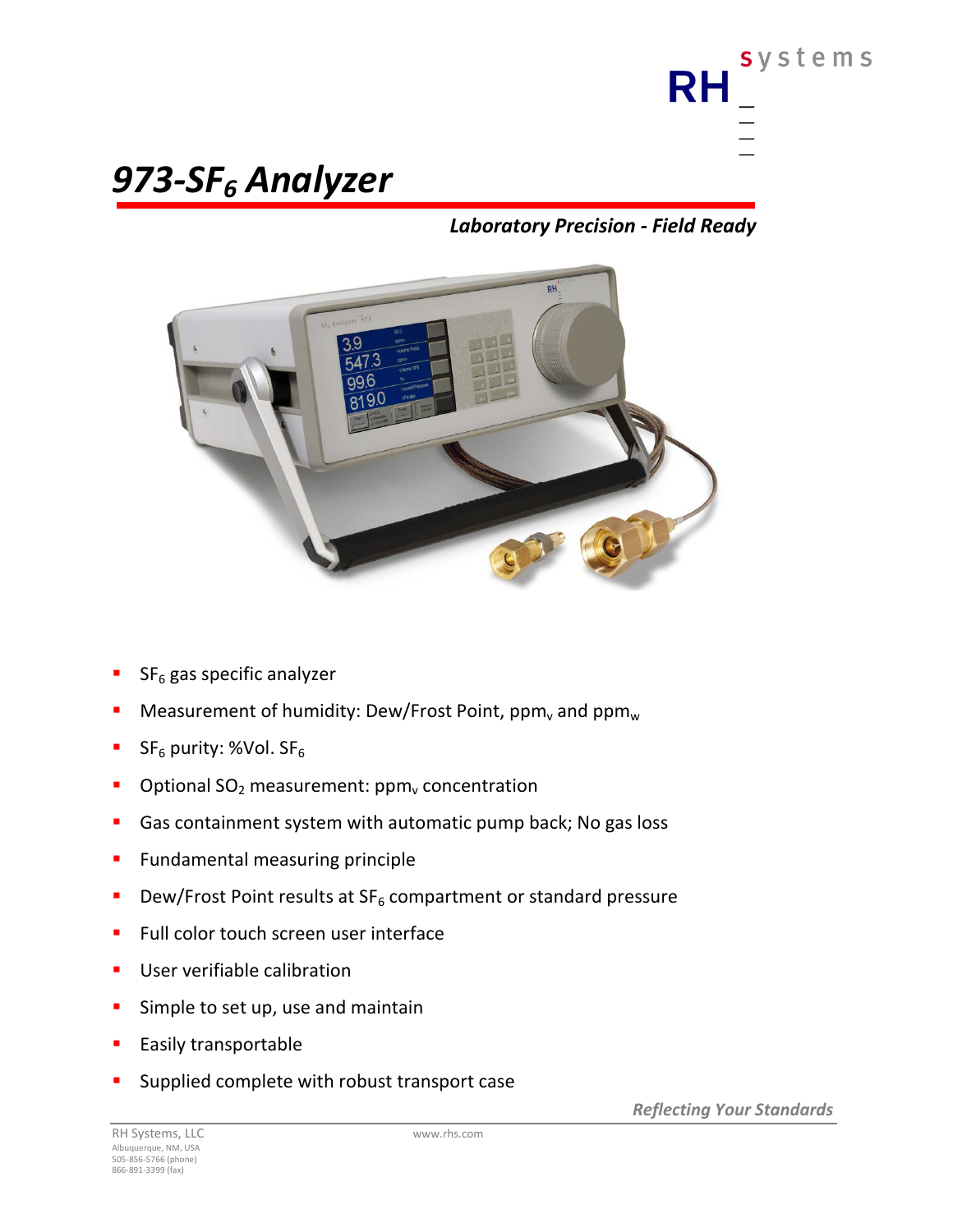# 973-$SF_6$ Analyzer

***Laboratory Precision - Field Ready***

- $SF_6$ gas specific analyzer
- Measurement of humidity: Dew/Frost Point, $ppm_v$ and $ppm_w$
- $SF_6$ purity: %Vol. $SF_6$
- Optional $SO_2$ measurement: $ppm_v$ concentration
- Gas containment system with automatic pump back; No gas loss
- Fundamental measuring principle
- Dew/Frost Point results at $SF_6$ compartment or standard pressure
- Full color touch screen user interface
- User verifiable calibration
- Simple to set up, use and maintain
- Easily transportable
- Supplied complete with robust transport case

***Reflecting Your Standards***

RH Systems, LLC
Albuquerque, NM, USA
505-856-5766 (phone)
866-891-3399 (fax)

www.rhs.com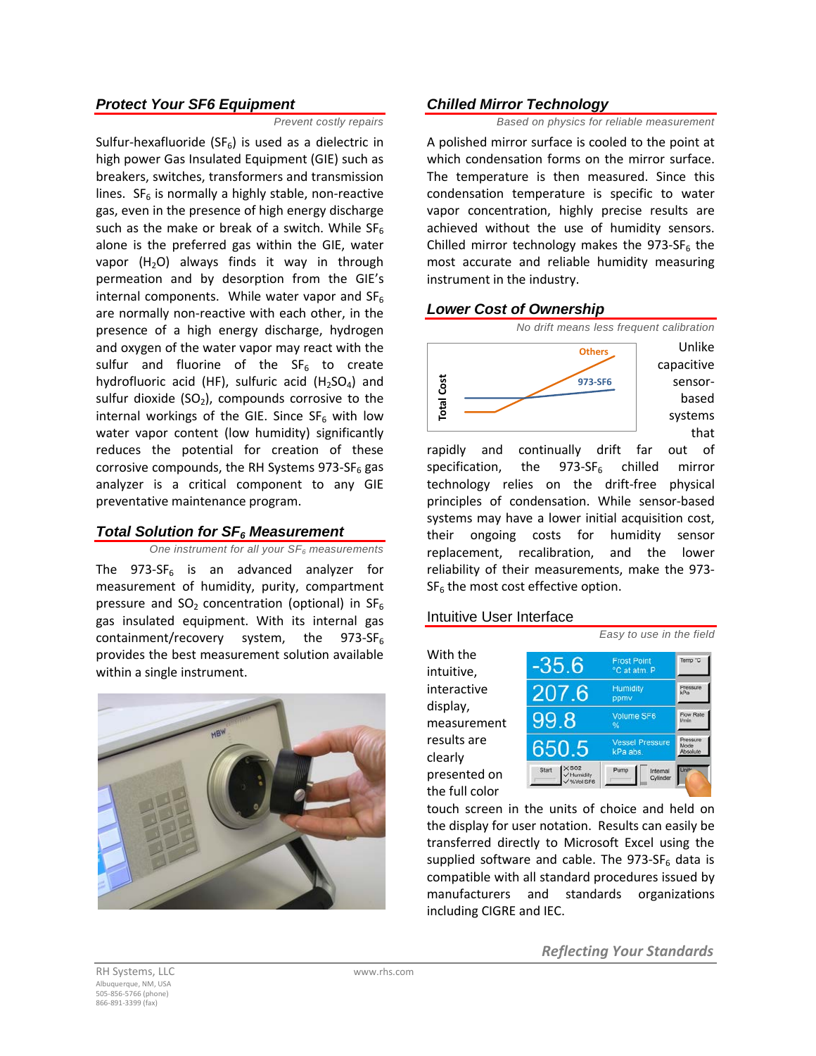## Protect Your SF6 Equipment

*Prevent costly repairs*

Sulfur-hexafluoride ($SF_6$) is used as a dielectric in high power Gas Insulated Equipment (GIE) such as breakers, switches, transformers and transmission lines. $SF_6$ is normally a highly stable, non-reactive gas, even in the presence of high energy discharge such as the make or break of a switch. While $SF_6$ alone is the preferred gas within the GIE, water vapor ($H_2O$) always finds it way in through permeation and by desorption from the GIE's internal components. While water vapor and $SF_6$ are normally non-reactive with each other, in the presence of a high energy discharge, hydrogen and oxygen of the water vapor may react with the sulfur and fluorine of the $SF_6$ to create hydrofluoric acid (HF), sulfuric acid ($H_2SO_4$) and sulfur dioxide ($SO_2$), compounds corrosive to the internal workings of the GIE. Since $SF_6$ with low water vapor content (low humidity) significantly reduces the potential for creation of these corrosive compounds, the RH Systems 973-$SF_6$ gas analyzer is a critical component to any GIE preventative maintenance program.

## Total Solution for $SF_6$ Measurement

*One instrument for all your $SF_6$ measurements*

The 973-$SF_6$ is an advanced analyzer for measurement of humidity, purity, compartment pressure and $SO_2$ concentration (optional) in $SF_6$ gas insulated equipment. With its internal gas containment/recovery system, the 973-$SF_6$ provides the best measurement solution available within a single instrument.

## Chilled Mirror Technology

*Based on physics for reliable measurement*

A polished mirror surface is cooled to the point at which condensation forms on the mirror surface. The temperature is then measured. Since this condensation temperature is specific to water vapor concentration, highly precise results are achieved without the use of humidity sensors. Chilled mirror technology makes the 973-$SF_6$ the most accurate and reliable humidity measuring instrument in the industry.

## Lower Cost of Ownership

*No drift means less frequent calibration*

Total Cost — Others — 973-SF6

Unlike capacitive sensor-based systems that rapidly and continually drift far out of specification, the 973-$SF_6$ chilled mirror technology relies on the drift-free physical principles of condensation. While sensor-based systems may have a lower initial acquisition cost, their ongoing costs for humidity sensor replacement, recalibration, and the lower reliability of their measurements, make the 973-$SF_6$ the most cost effective option.

## Intuitive User Interface

*Easy to use in the field*

With the intuitive, interactive display, measurement results are clearly presented on the full color touch screen in the units of choice and held on the display for user notation. Results can easily be transferred directly to Microsoft Excel using the supplied software and cable. The 973-$SF_6$ data is compatible with all standard procedures issued by manufacturers and standards organizations including CIGRE and IEC.

*Reflecting Your Standards*

RH Systems, LLC
Albuquerque, NM, USA
505-856-5766 (phone)
866-891-3399 (fax)

www.rhs.com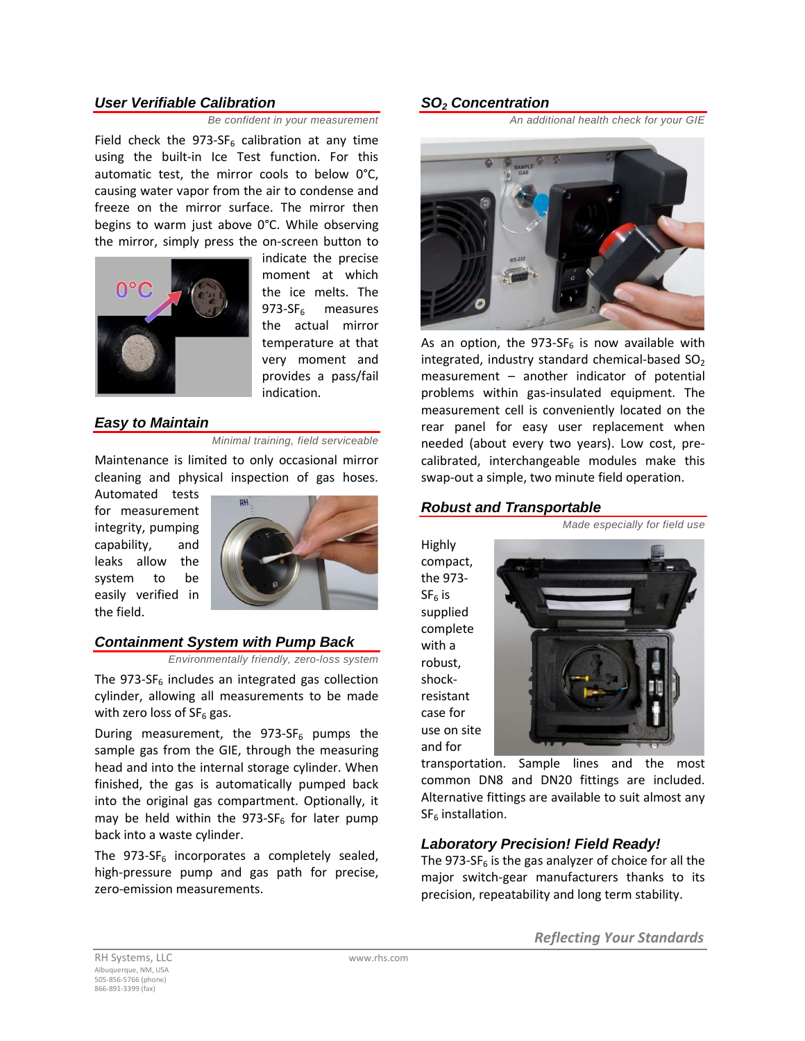## User Verifiable Calibration

*Be confident in your measurement*

Field check the 973-$SF_6$ calibration at any time using the built-in Ice Test function. For this automatic test, the mirror cools to below 0°C, causing water vapor from the air to condense and freeze on the mirror surface. The mirror then begins to warm just above 0°C. While observing the mirror, simply press the on-screen button to indicate the precise moment at which the ice melts. The 973-$SF_6$ measures the actual mirror temperature at that very moment and provides a pass/fail indication.

## Easy to Maintain

*Minimal training, field serviceable*

Maintenance is limited to only occasional mirror cleaning and physical inspection of gas hoses. Automated tests for measurement integrity, pumping capability, and leaks allow the system to be easily verified in the field.

## Containment System with Pump Back

*Environmentally friendly, zero-loss system*

The 973-$SF_6$ includes an integrated gas collection cylinder, allowing all measurements to be made with zero loss of $SF_6$ gas.

During measurement, the 973-$SF_6$ pumps the sample gas from the GIE, through the measuring head and into the internal storage cylinder. When finished, the gas is automatically pumped back into the original gas compartment. Optionally, it may be held within the 973-$SF_6$ for later pump back into a waste cylinder.

The 973-$SF_6$ incorporates a completely sealed, high-pressure pump and gas path for precise, zero-emission measurements.

## $SO_2$ Concentration

*An additional health check for your GIE*

As an option, the 973-$SF_6$ is now available with integrated, industry standard chemical-based $SO_2$ measurement – another indicator of potential problems within gas-insulated equipment. The measurement cell is conveniently located on the rear panel for easy user replacement when needed (about every two years). Low cost, pre-calibrated, interchangeable modules make this swap-out a simple, two minute field operation.

## Robust and Transportable

*Made especially for field use*

Highly compact, the 973-$SF_6$ is supplied complete with a robust, shock-resistant case for use on site and for transportation. Sample lines and the most common DN8 and DN20 fittings are included. Alternative fittings are available to suit almost any $SF_6$ installation.

## Laboratory Precision! Field Ready!

The 973-$SF_6$ is the gas analyzer of choice for all the major switch-gear manufacturers thanks to its precision, repeatability and long term stability.

*Reflecting Your Standards*

RH Systems, LLC
Albuquerque, NM, USA
505-856-5766 (phone)
866-891-3399 (fax)

www.rhs.com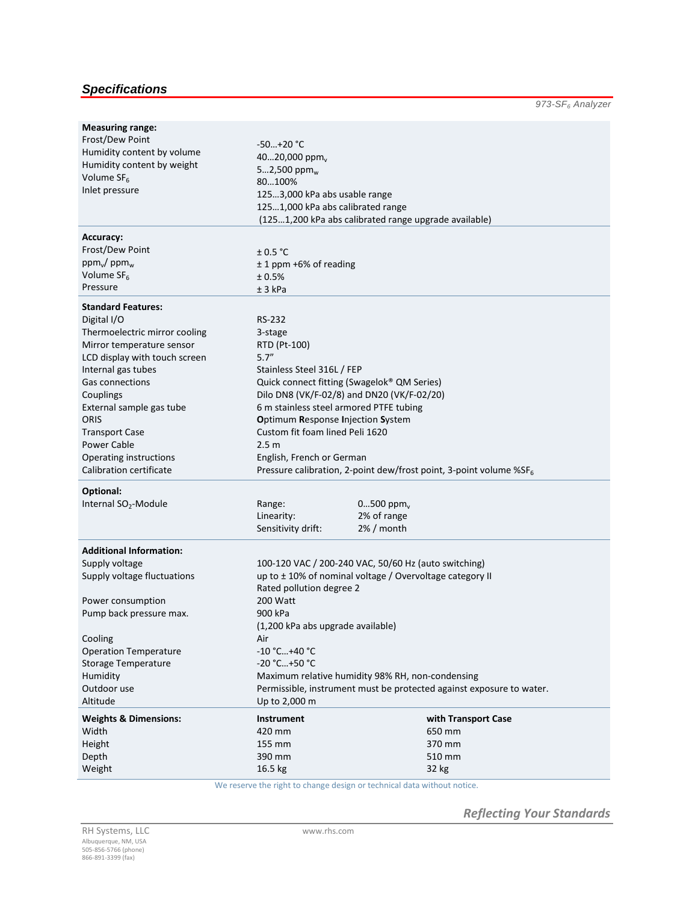## *Specifications*

*973-$SF_6$ Analyzer*

| | | |
|---|---|---|
| **Measuring range:** | | |
| Frost/Dew Point | -50…+20 °C | |
| Humidity content by volume | 40…20,000 $ppm_v$ | |
| Humidity content by weight | 5…2,500 $ppm_w$ | |
| Volume $SF_6$ | 80…100% | |
| Inlet pressure | 125…3,000 kPa abs usable range<br>125…1,000 kPa abs calibrated range<br>(125…1,200 kPa abs calibrated range upgrade available) | |
| **Accuracy:** | | |
| Frost/Dew Point | ± 0.5 °C | |
| $ppm_v$/ $ppm_w$ | ± 1 ppm +6% of reading | |
| Volume $SF_6$ | ± 0.5% | |
| Pressure | ± 3 kPa | |
| **Standard Features:** | | |
| Digital I/O | RS-232 | |
| Thermoelectric mirror cooling | 3-stage | |
| Mirror temperature sensor | RTD (Pt-100) | |
| LCD display with touch screen | 5.7" | |
| Internal gas tubes | Stainless Steel 316L / FEP | |
| Gas connections | Quick connect fitting (Swagelok® QM Series) | |
| Couplings | Dilo DN8 (VK/F-02/8) and DN20 (VK/F-02/20) | |
| External sample gas tube | 6 m stainless steel armored PTFE tubing | |
| ORIS | **O**ptimum **R**esponse **I**njection **S**ystem | |
| Transport Case | Custom fit foam lined Peli 1620 | |
| Power Cable | 2.5 m | |
| Operating instructions | English, French or German | |
| Calibration certificate | Pressure calibration, 2-point dew/frost point, 3-point volume %$SF_6$ | |
| **Optional:** | | |
| Internal $SO_2$-Module | Range: | 0…500 $ppm_v$ |
| | Linearity: | 2% of range |
| | Sensitivity drift: | 2% / month |
| **Additional Information:** | | |
| Supply voltage | 100-120 VAC / 200-240 VAC, 50/60 Hz (auto switching) | |
| Supply voltage fluctuations | up to ± 10% of nominal voltage / Overvoltage category II<br>Rated pollution degree 2 | |
| Power consumption | 200 Watt | |
| Pump back pressure max. | 900 kPa<br>(1,200 kPa abs upgrade available) | |
| Cooling | Air | |
| Operation Temperature | -10 °C…+40 °C | |
| Storage Temperature | -20 °C…+50 °C | |
| Humidity | Maximum relative humidity 98% RH, non-condensing | |
| Outdoor use | Permissible, instrument must be protected against exposure to water. | |
| Altitude | Up to 2,000 m | |
| **Weights & Dimensions:** | **Instrument** | **with Transport Case** |
| Width | 420 mm | 650 mm |
| Height | 155 mm | 370 mm |
| Depth | 390 mm | 510 mm |
| Weight | 16.5 kg | 32 kg |

We reserve the right to change design or technical data without notice.

***Reflecting Your Standards***

RH Systems, LLC
Albuquerque, NM, USA
505-856-5766 (phone)
866-891-3399 (fax)

www.rhs.com